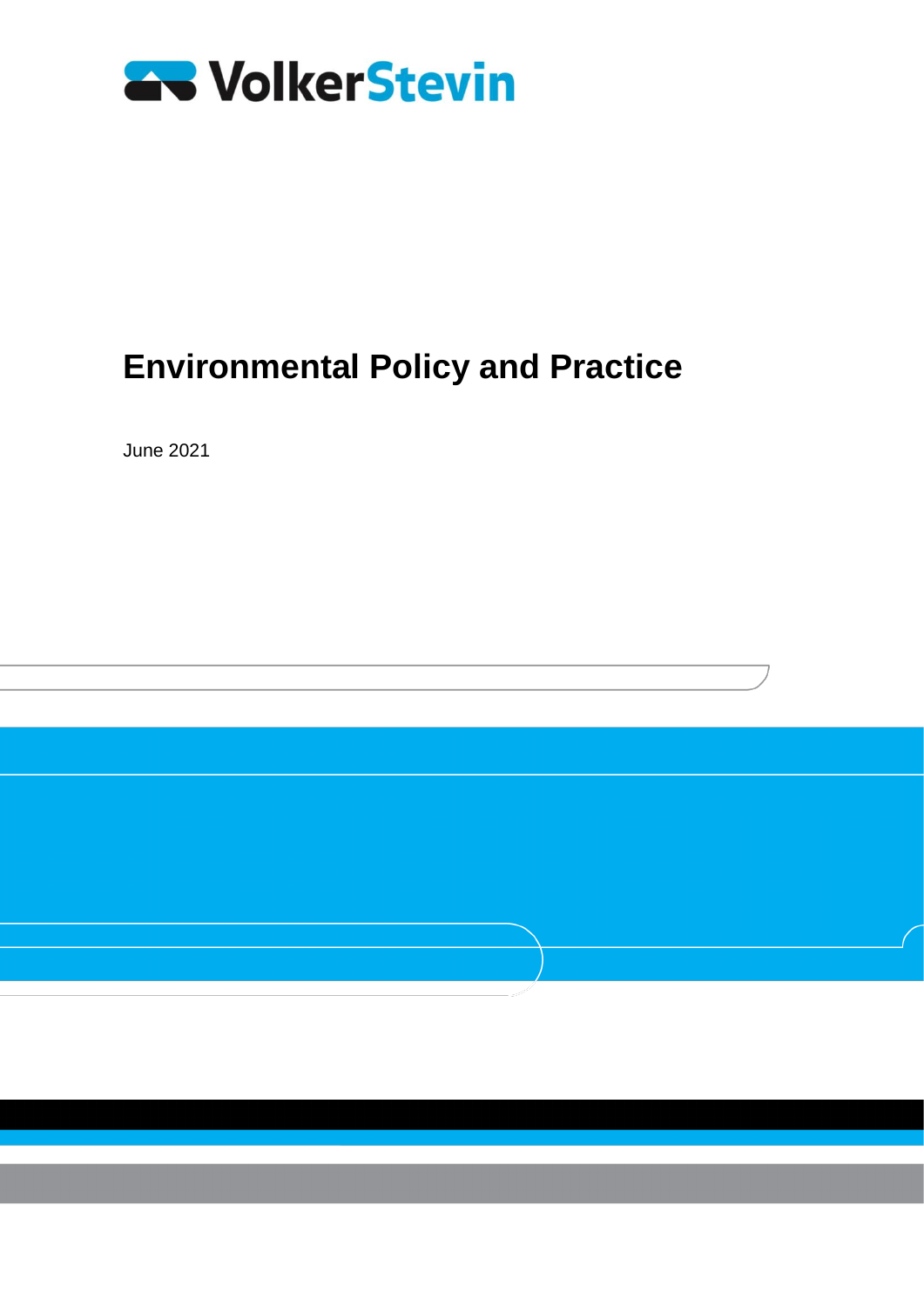VolkerStevin

# Environmental Policy and Practice

June 2021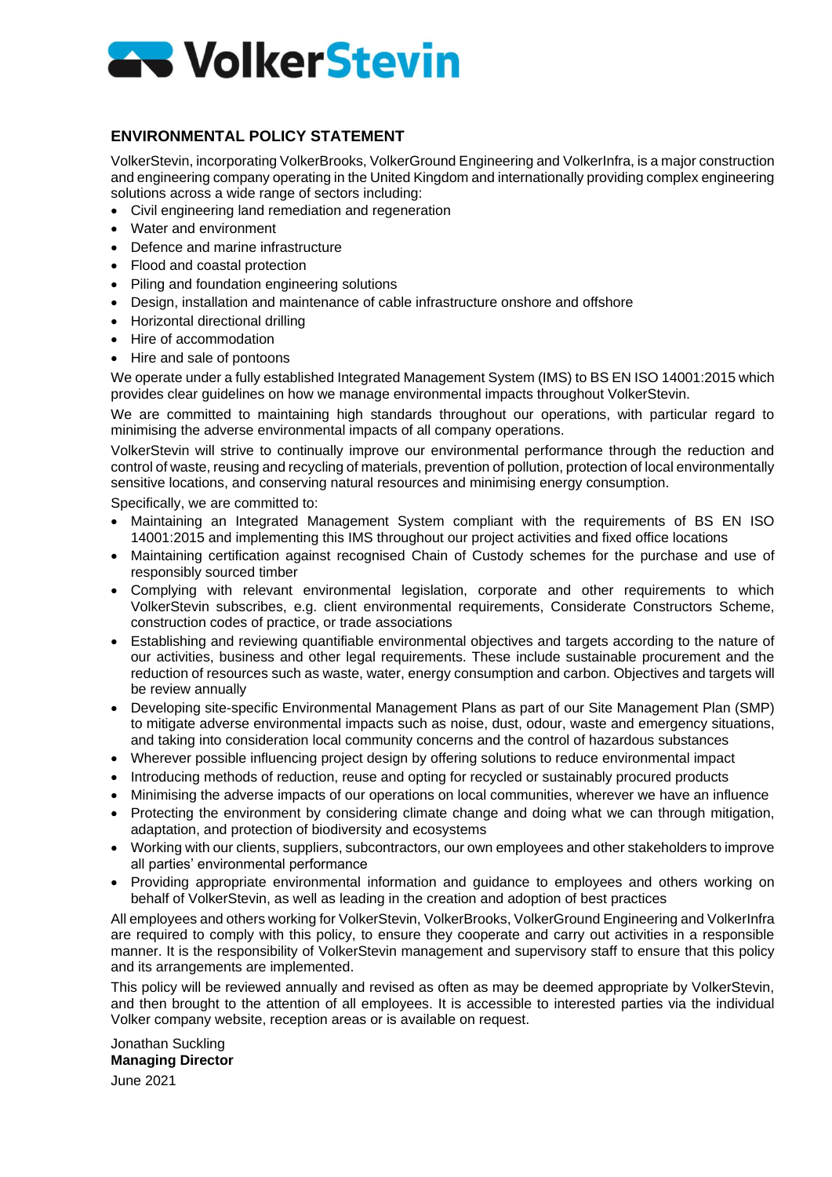# VolkerStevin

## ENVIRONMENTAL POLICY STATEMENT

VolkerStevin, incorporating VolkerBrooks, VolkerGround Engineering and VolkerInfra, is a major construction and engineering company operating in the United Kingdom and internationally providing complex engineering solutions across a wide range of sectors including:

- Civil engineering land remediation and regeneration
- Water and environment
- Defence and marine infrastructure
- Flood and coastal protection
- Piling and foundation engineering solutions
- Design, installation and maintenance of cable infrastructure onshore and offshore
- Horizontal directional drilling
- Hire of accommodation
- Hire and sale of pontoons

We operate under a fully established Integrated Management System (IMS) to BS EN ISO 14001:2015 which provides clear guidelines on how we manage environmental impacts throughout VolkerStevin.

We are committed to maintaining high standards throughout our operations, with particular regard to minimising the adverse environmental impacts of all company operations.

VolkerStevin will strive to continually improve our environmental performance through the reduction and control of waste, reusing and recycling of materials, prevention of pollution, protection of local environmentally sensitive locations, and conserving natural resources and minimising energy consumption.

Specifically, we are committed to:

- Maintaining an Integrated Management System compliant with the requirements of BS EN ISO 14001:2015 and implementing this IMS throughout our project activities and fixed office locations
- Maintaining certification against recognised Chain of Custody schemes for the purchase and use of responsibly sourced timber
- Complying with relevant environmental legislation, corporate and other requirements to which VolkerStevin subscribes, e.g. client environmental requirements, Considerate Constructors Scheme, construction codes of practice, or trade associations
- Establishing and reviewing quantifiable environmental objectives and targets according to the nature of our activities, business and other legal requirements. These include sustainable procurement and the reduction of resources such as waste, water, energy consumption and carbon. Objectives and targets will be review annually
- Developing site-specific Environmental Management Plans as part of our Site Management Plan (SMP) to mitigate adverse environmental impacts such as noise, dust, odour, waste and emergency situations, and taking into consideration local community concerns and the control of hazardous substances
- Wherever possible influencing project design by offering solutions to reduce environmental impact
- Introducing methods of reduction, reuse and opting for recycled or sustainably procured products
- Minimising the adverse impacts of our operations on local communities, wherever we have an influence
- Protecting the environment by considering climate change and doing what we can through mitigation, adaptation, and protection of biodiversity and ecosystems
- Working with our clients, suppliers, subcontractors, our own employees and other stakeholders to improve all parties' environmental performance
- Providing appropriate environmental information and guidance to employees and others working on behalf of VolkerStevin, as well as leading in the creation and adoption of best practices

All employees and others working for VolkerStevin, VolkerBrooks, VolkerGround Engineering and VolkerInfra are required to comply with this policy, to ensure they cooperate and carry out activities in a responsible manner. It is the responsibility of VolkerStevin management and supervisory staff to ensure that this policy and its arrangements are implemented.

This policy will be reviewed annually and revised as often as may be deemed appropriate by VolkerStevin, and then brought to the attention of all employees. It is accessible to interested parties via the individual Volker company website, reception areas or is available on request.

Jonathan Suckling
**Managing Director**
June 2021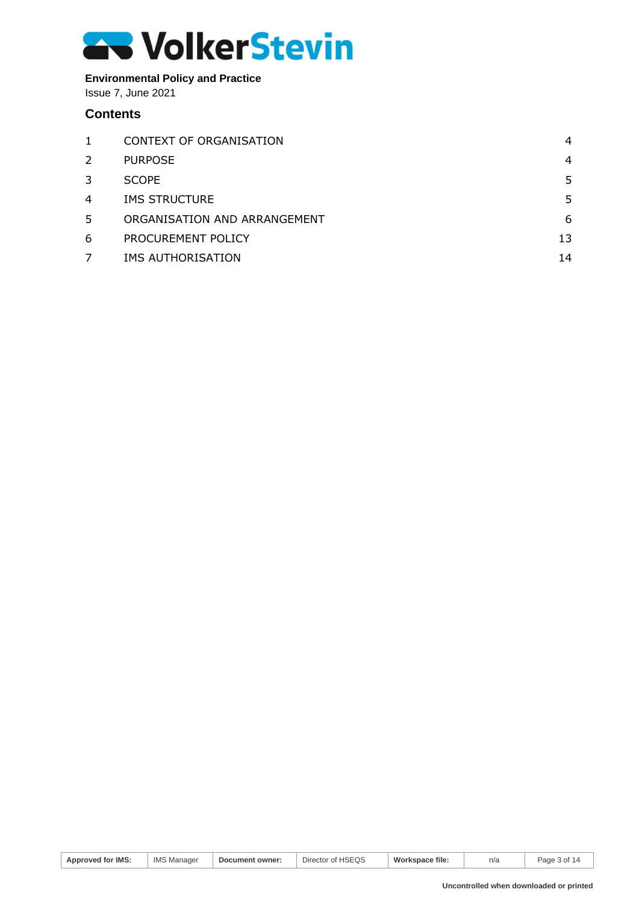**Environmental Policy and Practice**
Issue 7, June 2021

## Contents

| | | |
|---|---|---|
| 1 | CONTEXT OF ORGANISATION | 4 |
| 2 | PURPOSE | 4 |
| 3 | SCOPE | 5 |
| 4 | IMS STRUCTURE | 5 |
| 5 | ORGANISATION AND ARRANGEMENT | 6 |
| 6 | PROCUREMENT POLICY | 13 |
| 7 | IMS AUTHORISATION | 14 |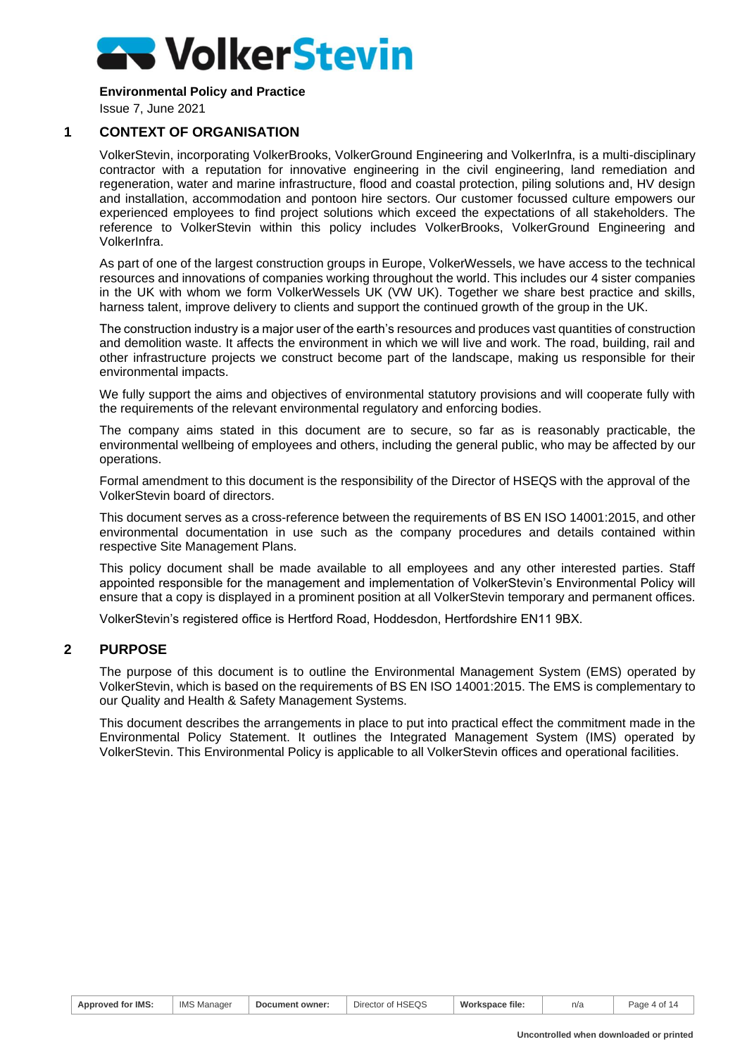**Environmental Policy and Practice**

Issue 7, June 2021

## 1 CONTEXT OF ORGANISATION

VolkerStevin, incorporating VolkerBrooks, VolkerGround Engineering and VolkerInfra, is a multi-disciplinary contractor with a reputation for innovative engineering in the civil engineering, land remediation and regeneration, water and marine infrastructure, flood and coastal protection, piling solutions and, HV design and installation, accommodation and pontoon hire sectors. Our customer focussed culture empowers our experienced employees to find project solutions which exceed the expectations of all stakeholders. The reference to VolkerStevin within this policy includes VolkerBrooks, VolkerGround Engineering and VolkerInfra.

As part of one of the largest construction groups in Europe, VolkerWessels, we have access to the technical resources and innovations of companies working throughout the world. This includes our 4 sister companies in the UK with whom we form VolkerWessels UK (VW UK). Together we share best practice and skills, harness talent, improve delivery to clients and support the continued growth of the group in the UK.

The construction industry is a major user of the earth's resources and produces vast quantities of construction and demolition waste. It affects the environment in which we will live and work. The road, building, rail and other infrastructure projects we construct become part of the landscape, making us responsible for their environmental impacts.

We fully support the aims and objectives of environmental statutory provisions and will cooperate fully with the requirements of the relevant environmental regulatory and enforcing bodies.

The company aims stated in this document are to secure, so far as is reasonably practicable, the environmental wellbeing of employees and others, including the general public, who may be affected by our operations.

Formal amendment to this document is the responsibility of the Director of HSEQS with the approval of the VolkerStevin board of directors.

This document serves as a cross-reference between the requirements of BS EN ISO 14001:2015, and other environmental documentation in use such as the company procedures and details contained within respective Site Management Plans.

This policy document shall be made available to all employees and any other interested parties. Staff appointed responsible for the management and implementation of VolkerStevin's Environmental Policy will ensure that a copy is displayed in a prominent position at all VolkerStevin temporary and permanent offices.

VolkerStevin's registered office is Hertford Road, Hoddesdon, Hertfordshire EN11 9BX.

## 2 PURPOSE

The purpose of this document is to outline the Environmental Management System (EMS) operated by VolkerStevin, which is based on the requirements of BS EN ISO 14001:2015. The EMS is complementary to our Quality and Health & Safety Management Systems.

This document describes the arrangements in place to put into practical effect the commitment made in the Environmental Policy Statement. It outlines the Integrated Management System (IMS) operated by VolkerStevin. This Environmental Policy is applicable to all VolkerStevin offices and operational facilities.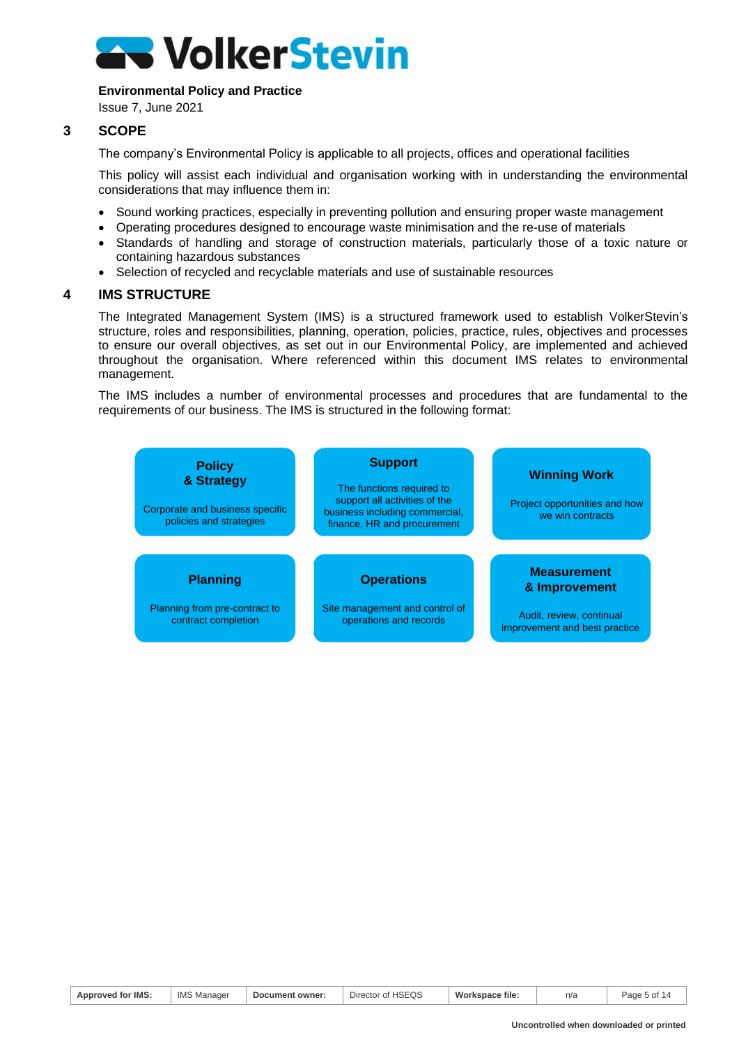## 3 SCOPE

The company's Environmental Policy is applicable to all projects, offices and operational facilities

This policy will assist each individual and organisation working with in understanding the environmental considerations that may influence them in:

- Sound working practices, especially in preventing pollution and ensuring proper waste management
- Operating procedures designed to encourage waste minimisation and the re-use of materials
- Standards of handling and storage of construction materials, particularly those of a toxic nature or containing hazardous substances
- Selection of recycled and recyclable materials and use of sustainable resources

## 4 IMS STRUCTURE

The Integrated Management System (IMS) is a structured framework used to establish VolkerStevin's structure, roles and responsibilities, planning, operation, policies, practice, rules, objectives and processes to ensure our overall objectives, as set out in our Environmental Policy, are implemented and achieved throughout the organisation. Where referenced within this document IMS relates to environmental management.

The IMS includes a number of environmental processes and procedures that are fundamental to the requirements of our business. The IMS is structured in the following format:

**Policy & Strategy**
Corporate and business specific policies and strategies

**Support**
The functions required to support all activities of the business including commercial, finance, HR and procurement

**Winning Work**
Project opportunities and how we win contracts

**Planning**
Planning from pre-contract to contract completion

**Operations**
Site management and control of operations and records

**Measurement & Improvement**
Audit, review, continual improvement and best practice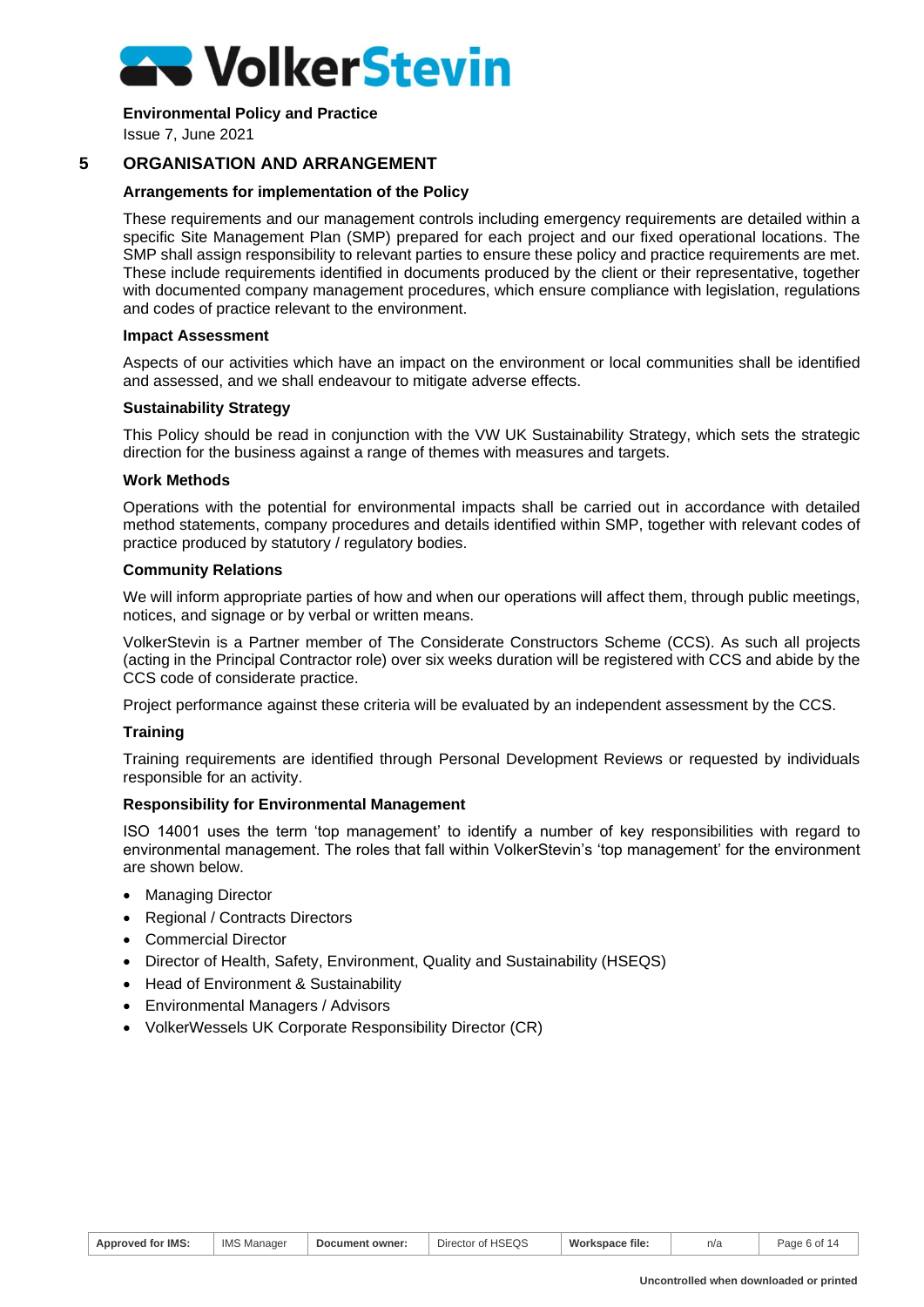## 5 ORGANISATION AND ARRANGEMENT

### Arrangements for implementation of the Policy

These requirements and our management controls including emergency requirements are detailed within a specific Site Management Plan (SMP) prepared for each project and our fixed operational locations. The SMP shall assign responsibility to relevant parties to ensure these policy and practice requirements are met. These include requirements identified in documents produced by the client or their representative, together with documented company management procedures, which ensure compliance with legislation, regulations and codes of practice relevant to the environment.

### Impact Assessment

Aspects of our activities which have an impact on the environment or local communities shall be identified and assessed, and we shall endeavour to mitigate adverse effects.

### Sustainability Strategy

This Policy should be read in conjunction with the VW UK Sustainability Strategy, which sets the strategic direction for the business against a range of themes with measures and targets.

### Work Methods

Operations with the potential for environmental impacts shall be carried out in accordance with detailed method statements, company procedures and details identified within SMP, together with relevant codes of practice produced by statutory / regulatory bodies.

### Community Relations

We will inform appropriate parties of how and when our operations will affect them, through public meetings, notices, and signage or by verbal or written means.

VolkerStevin is a Partner member of The Considerate Constructors Scheme (CCS). As such all projects (acting in the Principal Contractor role) over six weeks duration will be registered with CCS and abide by the CCS code of considerate practice.

Project performance against these criteria will be evaluated by an independent assessment by the CCS.

### Training

Training requirements are identified through Personal Development Reviews or requested by individuals responsible for an activity.

### Responsibility for Environmental Management

ISO 14001 uses the term 'top management' to identify a number of key responsibilities with regard to environmental management. The roles that fall within VolkerStevin's 'top management' for the environment are shown below.

- Managing Director
- Regional / Contracts Directors
- Commercial Director
- Director of Health, Safety, Environment, Quality and Sustainability (HSEQS)
- Head of Environment & Sustainability
- Environmental Managers / Advisors
- VolkerWessels UK Corporate Responsibility Director (CR)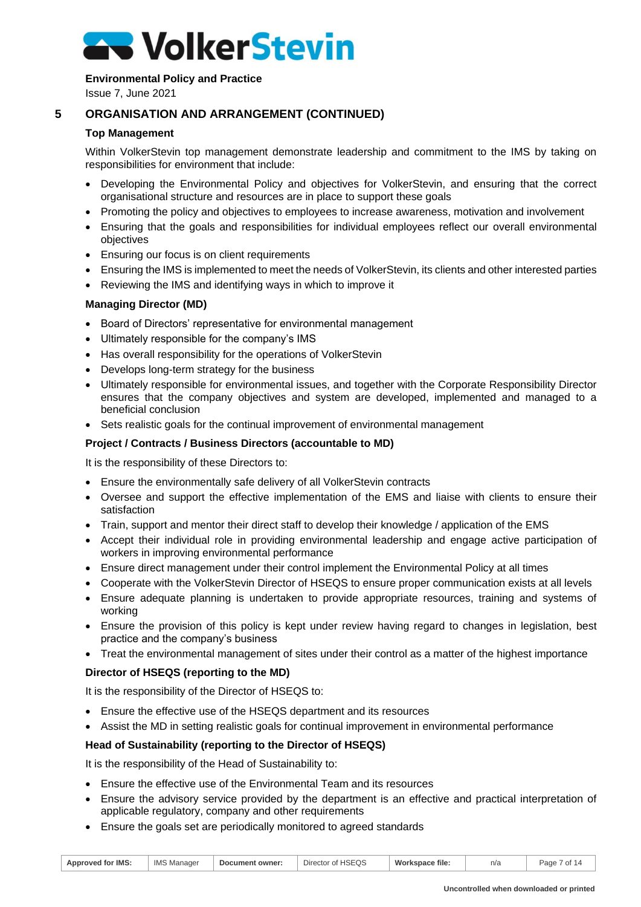## 5 ORGANISATION AND ARRANGEMENT (CONTINUED)

### Top Management

Within VolkerStevin top management demonstrate leadership and commitment to the IMS by taking on responsibilities for environment that include:

- Developing the Environmental Policy and objectives for VolkerStevin, and ensuring that the correct organisational structure and resources are in place to support these goals
- Promoting the policy and objectives to employees to increase awareness, motivation and involvement
- Ensuring that the goals and responsibilities for individual employees reflect our overall environmental objectives
- Ensuring our focus is on client requirements
- Ensuring the IMS is implemented to meet the needs of VolkerStevin, its clients and other interested parties
- Reviewing the IMS and identifying ways in which to improve it

### Managing Director (MD)

- Board of Directors' representative for environmental management
- Ultimately responsible for the company's IMS
- Has overall responsibility for the operations of VolkerStevin
- Develops long-term strategy for the business
- Ultimately responsible for environmental issues, and together with the Corporate Responsibility Director ensures that the company objectives and system are developed, implemented and managed to a beneficial conclusion
- Sets realistic goals for the continual improvement of environmental management

### Project / Contracts / Business Directors (accountable to MD)

It is the responsibility of these Directors to:

- Ensure the environmentally safe delivery of all VolkerStevin contracts
- Oversee and support the effective implementation of the EMS and liaise with clients to ensure their satisfaction
- Train, support and mentor their direct staff to develop their knowledge / application of the EMS
- Accept their individual role in providing environmental leadership and engage active participation of workers in improving environmental performance
- Ensure direct management under their control implement the Environmental Policy at all times
- Cooperate with the VolkerStevin Director of HSEQS to ensure proper communication exists at all levels
- Ensure adequate planning is undertaken to provide appropriate resources, training and systems of working
- Ensure the provision of this policy is kept under review having regard to changes in legislation, best practice and the company's business
- Treat the environmental management of sites under their control as a matter of the highest importance

### Director of HSEQS (reporting to the MD)

It is the responsibility of the Director of HSEQS to:

- Ensure the effective use of the HSEQS department and its resources
- Assist the MD in setting realistic goals for continual improvement in environmental performance

### Head of Sustainability (reporting to the Director of HSEQS)

It is the responsibility of the Head of Sustainability to:

- Ensure the effective use of the Environmental Team and its resources
- Ensure the advisory service provided by the department is an effective and practical interpretation of applicable regulatory, company and other requirements
- Ensure the goals set are periodically monitored to agreed standards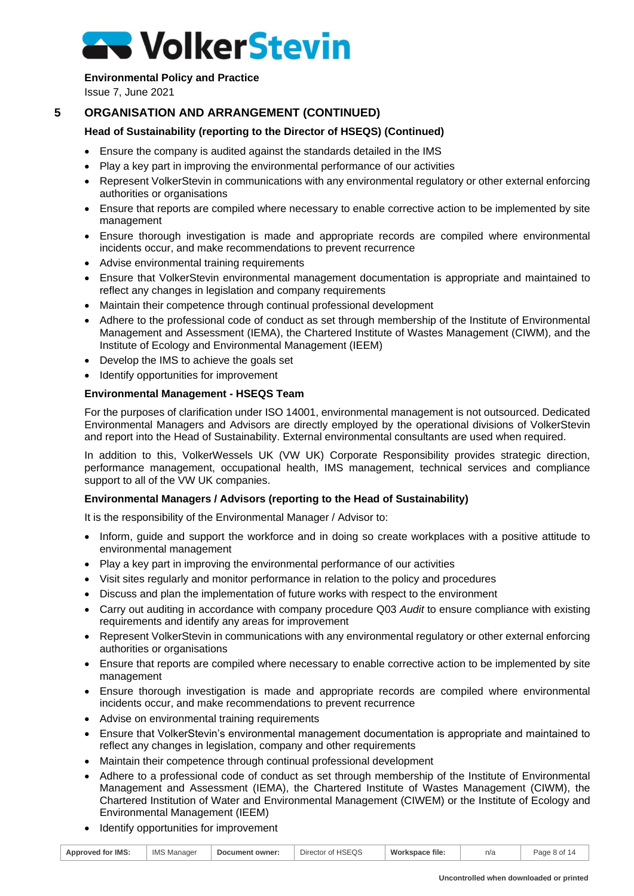## 5 ORGANISATION AND ARRANGEMENT (CONTINUED)

### Head of Sustainability (reporting to the Director of HSEQS) (Continued)

- Ensure the company is audited against the standards detailed in the IMS
- Play a key part in improving the environmental performance of our activities
- Represent VolkerStevin in communications with any environmental regulatory or other external enforcing authorities or organisations
- Ensure that reports are compiled where necessary to enable corrective action to be implemented by site management
- Ensure thorough investigation is made and appropriate records are compiled where environmental incidents occur, and make recommendations to prevent recurrence
- Advise environmental training requirements
- Ensure that VolkerStevin environmental management documentation is appropriate and maintained to reflect any changes in legislation and company requirements
- Maintain their competence through continual professional development
- Adhere to the professional code of conduct as set through membership of the Institute of Environmental Management and Assessment (IEMA), the Chartered Institute of Wastes Management (CIWM), and the Institute of Ecology and Environmental Management (IEEM)
- Develop the IMS to achieve the goals set
- Identify opportunities for improvement

### Environmental Management - HSEQS Team

For the purposes of clarification under ISO 14001, environmental management is not outsourced. Dedicated Environmental Managers and Advisors are directly employed by the operational divisions of VolkerStevin and report into the Head of Sustainability. External environmental consultants are used when required.

In addition to this, VolkerWessels UK (VW UK) Corporate Responsibility provides strategic direction, performance management, occupational health, IMS management, technical services and compliance support to all of the VW UK companies.

### Environmental Managers / Advisors (reporting to the Head of Sustainability)

It is the responsibility of the Environmental Manager / Advisor to:

- Inform, guide and support the workforce and in doing so create workplaces with a positive attitude to environmental management
- Play a key part in improving the environmental performance of our activities
- Visit sites regularly and monitor performance in relation to the policy and procedures
- Discuss and plan the implementation of future works with respect to the environment
- Carry out auditing in accordance with company procedure Q03 *Audit* to ensure compliance with existing requirements and identify any areas for improvement
- Represent VolkerStevin in communications with any environmental regulatory or other external enforcing authorities or organisations
- Ensure that reports are compiled where necessary to enable corrective action to be implemented by site management
- Ensure thorough investigation is made and appropriate records are compiled where environmental incidents occur, and make recommendations to prevent recurrence
- Advise on environmental training requirements
- Ensure that VolkerStevin's environmental management documentation is appropriate and maintained to reflect any changes in legislation, company and other requirements
- Maintain their competence through continual professional development
- Adhere to a professional code of conduct as set through membership of the Institute of Environmental Management and Assessment (IEMA), the Chartered Institute of Wastes Management (CIWM), the Chartered Institution of Water and Environmental Management (CIWEM) or the Institute of Ecology and Environmental Management (IEEM)
- Identify opportunities for improvement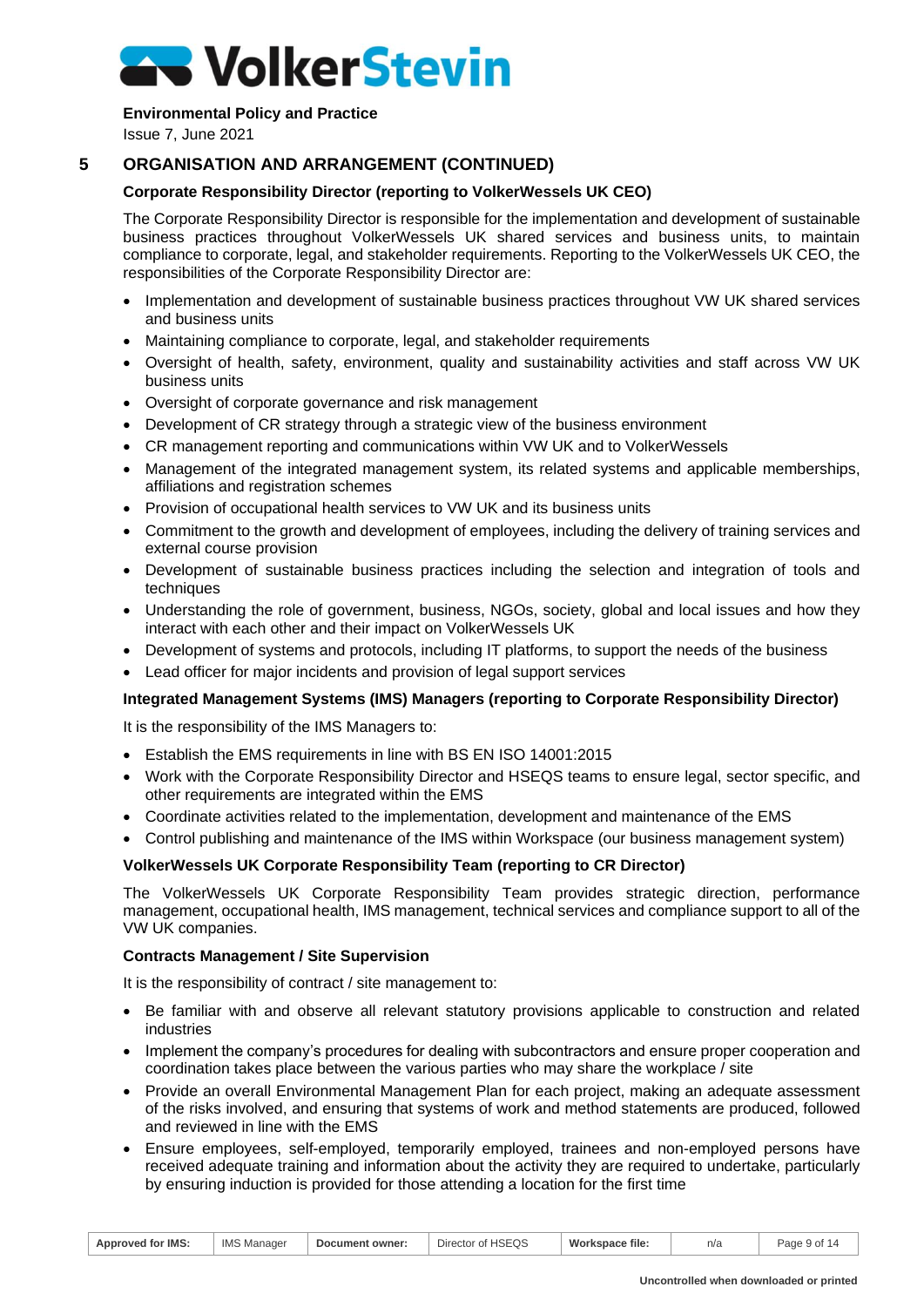## 5 ORGANISATION AND ARRANGEMENT (CONTINUED)

### Corporate Responsibility Director (reporting to VolkerWessels UK CEO)

The Corporate Responsibility Director is responsible for the implementation and development of sustainable business practices throughout VolkerWessels UK shared services and business units, to maintain compliance to corporate, legal, and stakeholder requirements. Reporting to the VolkerWessels UK CEO, the responsibilities of the Corporate Responsibility Director are:

- Implementation and development of sustainable business practices throughout VW UK shared services and business units
- Maintaining compliance to corporate, legal, and stakeholder requirements
- Oversight of health, safety, environment, quality and sustainability activities and staff across VW UK business units
- Oversight of corporate governance and risk management
- Development of CR strategy through a strategic view of the business environment
- CR management reporting and communications within VW UK and to VolkerWessels
- Management of the integrated management system, its related systems and applicable memberships, affiliations and registration schemes
- Provision of occupational health services to VW UK and its business units
- Commitment to the growth and development of employees, including the delivery of training services and external course provision
- Development of sustainable business practices including the selection and integration of tools and techniques
- Understanding the role of government, business, NGOs, society, global and local issues and how they interact with each other and their impact on VolkerWessels UK
- Development of systems and protocols, including IT platforms, to support the needs of the business
- Lead officer for major incidents and provision of legal support services

### Integrated Management Systems (IMS) Managers (reporting to Corporate Responsibility Director)

It is the responsibility of the IMS Managers to:

- Establish the EMS requirements in line with BS EN ISO 14001:2015
- Work with the Corporate Responsibility Director and HSEQS teams to ensure legal, sector specific, and other requirements are integrated within the EMS
- Coordinate activities related to the implementation, development and maintenance of the EMS
- Control publishing and maintenance of the IMS within Workspace (our business management system)

### VolkerWessels UK Corporate Responsibility Team (reporting to CR Director)

The VolkerWessels UK Corporate Responsibility Team provides strategic direction, performance management, occupational health, IMS management, technical services and compliance support to all of the VW UK companies.

### Contracts Management / Site Supervision

It is the responsibility of contract / site management to:

- Be familiar with and observe all relevant statutory provisions applicable to construction and related industries
- Implement the company's procedures for dealing with subcontractors and ensure proper cooperation and coordination takes place between the various parties who may share the workplace / site
- Provide an overall Environmental Management Plan for each project, making an adequate assessment of the risks involved, and ensuring that systems of work and method statements are produced, followed and reviewed in line with the EMS
- Ensure employees, self-employed, temporarily employed, trainees and non-employed persons have received adequate training and information about the activity they are required to undertake, particularly by ensuring induction is provided for those attending a location for the first time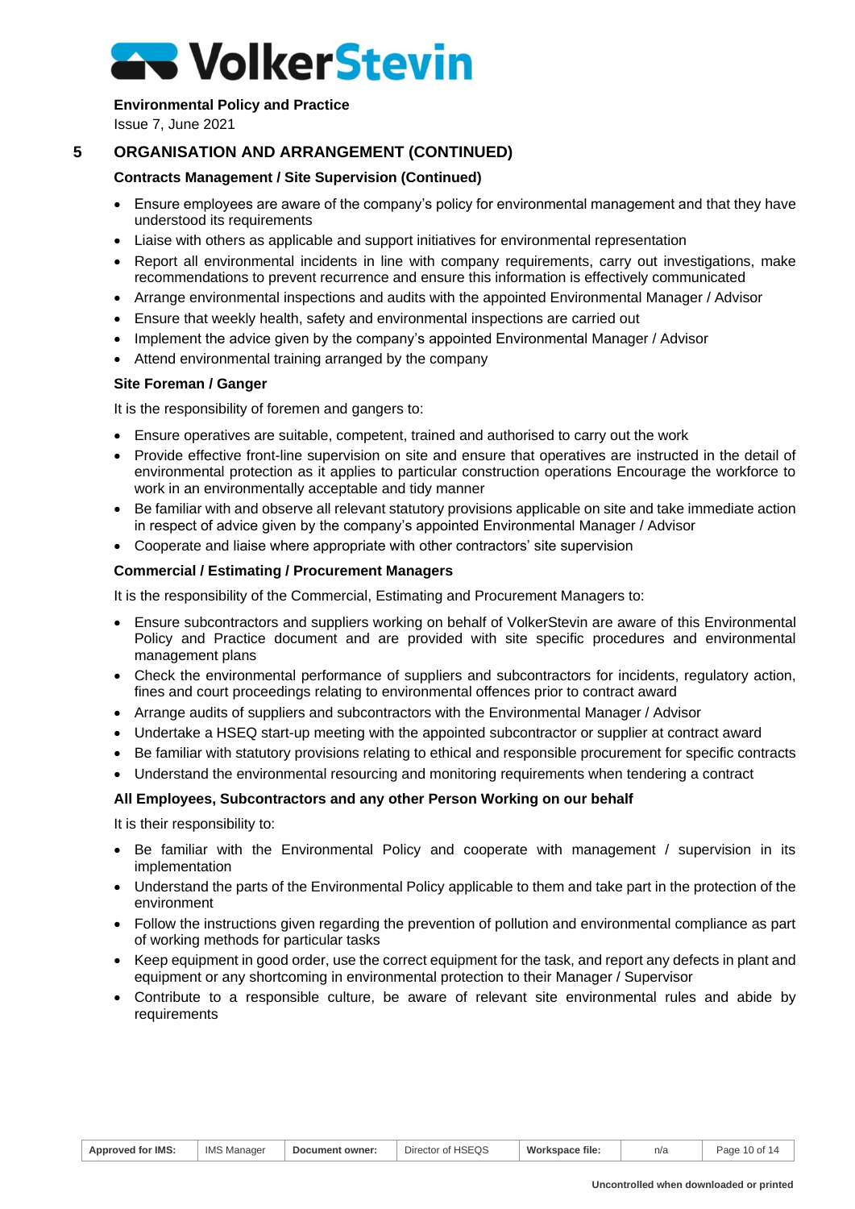## 5 ORGANISATION AND ARRANGEMENT (CONTINUED)

### Contracts Management / Site Supervision (Continued)

- Ensure employees are aware of the company's policy for environmental management and that they have understood its requirements
- Liaise with others as applicable and support initiatives for environmental representation
- Report all environmental incidents in line with company requirements, carry out investigations, make recommendations to prevent recurrence and ensure this information is effectively communicated
- Arrange environmental inspections and audits with the appointed Environmental Manager / Advisor
- Ensure that weekly health, safety and environmental inspections are carried out
- Implement the advice given by the company's appointed Environmental Manager / Advisor
- Attend environmental training arranged by the company

### Site Foreman / Ganger

It is the responsibility of foremen and gangers to:

- Ensure operatives are suitable, competent, trained and authorised to carry out the work
- Provide effective front-line supervision on site and ensure that operatives are instructed in the detail of environmental protection as it applies to particular construction operations Encourage the workforce to work in an environmentally acceptable and tidy manner
- Be familiar with and observe all relevant statutory provisions applicable on site and take immediate action in respect of advice given by the company's appointed Environmental Manager / Advisor
- Cooperate and liaise where appropriate with other contractors' site supervision

### Commercial / Estimating / Procurement Managers

It is the responsibility of the Commercial, Estimating and Procurement Managers to:

- Ensure subcontractors and suppliers working on behalf of VolkerStevin are aware of this Environmental Policy and Practice document and are provided with site specific procedures and environmental management plans
- Check the environmental performance of suppliers and subcontractors for incidents, regulatory action, fines and court proceedings relating to environmental offences prior to contract award
- Arrange audits of suppliers and subcontractors with the Environmental Manager / Advisor
- Undertake a HSEQ start-up meeting with the appointed subcontractor or supplier at contract award
- Be familiar with statutory provisions relating to ethical and responsible procurement for specific contracts
- Understand the environmental resourcing and monitoring requirements when tendering a contract

### All Employees, Subcontractors and any other Person Working on our behalf

It is their responsibility to:

- Be familiar with the Environmental Policy and cooperate with management / supervision in its implementation
- Understand the parts of the Environmental Policy applicable to them and take part in the protection of the environment
- Follow the instructions given regarding the prevention of pollution and environmental compliance as part of working methods for particular tasks
- Keep equipment in good order, use the correct equipment for the task, and report any defects in plant and equipment or any shortcoming in environmental protection to their Manager / Supervisor
- Contribute to a responsible culture, be aware of relevant site environmental rules and abide by requirements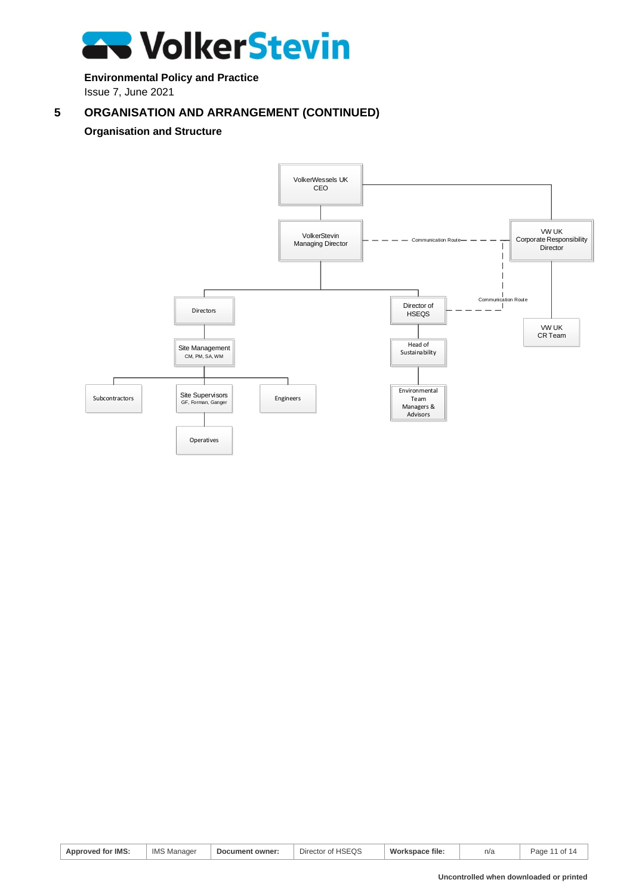## 5 ORGANISATION AND ARRANGEMENT (CONTINUED)

### Organisation and Structure

VolkerWessels UK CEO

VolkerStevin Managing Director

VW UK Corporate Responsibility Director

Communication Route

Directors

Director of HSEQS

Communication Route

VW UK CR Team

Site Management
CM, PM, SA, WM

Head of Sustainability

Subcontractors

Site Supervisors
GF, Forman, Ganger

Engineers

Environmental Team Managers & Advisors

Operatives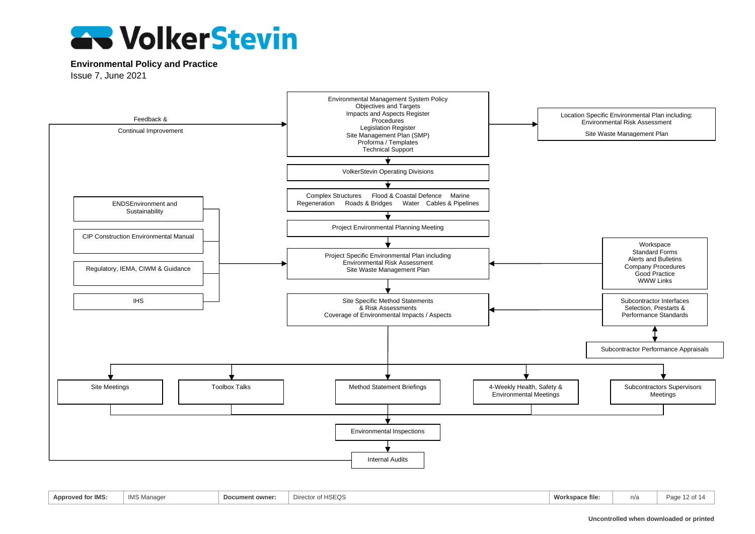**Environmental Policy and Practice**

Issue 7, June 2021

Environmental Management System Policy
Objectives and Targets
Impacts and Aspects Register
Procedures
Legislation Register
Site Management Plan (SMP)
Proforma / Templates
Technical Support

Location Specific Environmental Plan including:
Environmental Risk Assessment

Site Waste Management Plan

Feedback &

Continual Improvement

VolkerStevin Operating Divisions

Complex Structures  Flood & Coastal Defence  Marine
Regeneration  Roads & Bridges  Water  Cables & Pipelines

ENDSEnvironment and Sustainability

CIP Construction Environmental Manual

Regulatory, IEMA, CIWM & Guidance

IHS

Project Environmental Planning Meeting

Project Specific Environmental Plan including
Environmental Risk Assessment
Site Waste Management Plan

Workspace
Standard Forms
Alerts and Bulletins
Company Procedures
Good Practice
WWW Links

Site Specific Method Statements
& Risk Assessments
Coverage of Environmental Impacts / Aspects

Subcontractor Interfaces
Selection, Prestarts &
Performance Standards

Subcontractor Performance Appraisals

Site Meetings

Toolbox Talks

Method Statement Briefings

4-Weekly Health, Safety & Environmental Meetings

Subcontractors Supervisors Meetings

Environmental Inspections

Internal Audits

| Approved for IMS: | IMS Manager | Document owner: | Director of HSEQS | Workspace file: | n/a |
|---|---|---|---|---|---|

**Uncontrolled when downloaded or printed**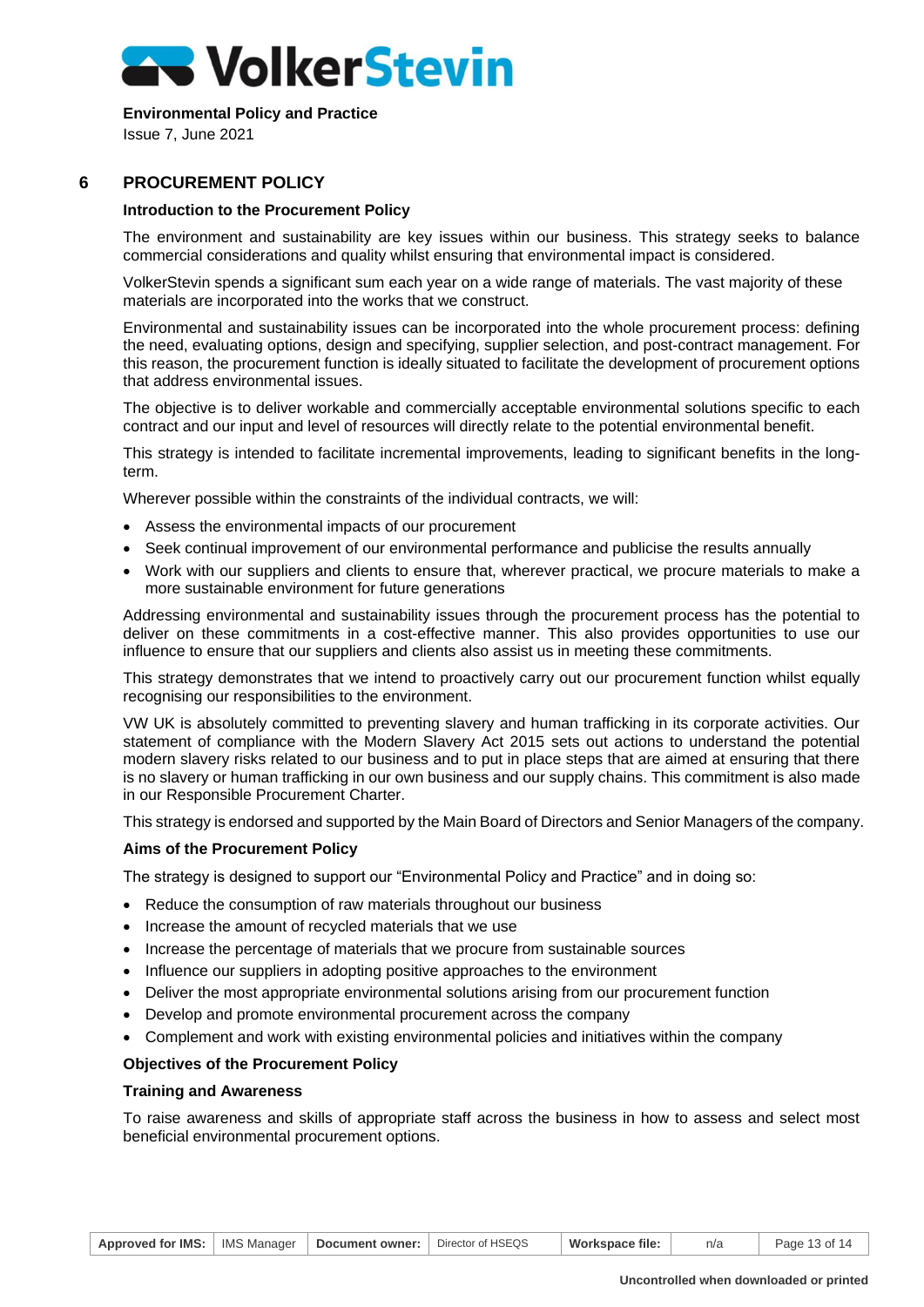## 6 PROCUREMENT POLICY

### Introduction to the Procurement Policy

The environment and sustainability are key issues within our business. This strategy seeks to balance commercial considerations and quality whilst ensuring that environmental impact is considered.

VolkerStevin spends a significant sum each year on a wide range of materials. The vast majority of these materials are incorporated into the works that we construct.

Environmental and sustainability issues can be incorporated into the whole procurement process: defining the need, evaluating options, design and specifying, supplier selection, and post-contract management. For this reason, the procurement function is ideally situated to facilitate the development of procurement options that address environmental issues.

The objective is to deliver workable and commercially acceptable environmental solutions specific to each contract and our input and level of resources will directly relate to the potential environmental benefit.

This strategy is intended to facilitate incremental improvements, leading to significant benefits in the long-term.

Wherever possible within the constraints of the individual contracts, we will:

- Assess the environmental impacts of our procurement
- Seek continual improvement of our environmental performance and publicise the results annually
- Work with our suppliers and clients to ensure that, wherever practical, we procure materials to make a more sustainable environment for future generations

Addressing environmental and sustainability issues through the procurement process has the potential to deliver on these commitments in a cost-effective manner. This also provides opportunities to use our influence to ensure that our suppliers and clients also assist us in meeting these commitments.

This strategy demonstrates that we intend to proactively carry out our procurement function whilst equally recognising our responsibilities to the environment.

VW UK is absolutely committed to preventing slavery and human trafficking in its corporate activities. Our statement of compliance with the Modern Slavery Act 2015 sets out actions to understand the potential modern slavery risks related to our business and to put in place steps that are aimed at ensuring that there is no slavery or human trafficking in our own business and our supply chains. This commitment is also made in our Responsible Procurement Charter.

This strategy is endorsed and supported by the Main Board of Directors and Senior Managers of the company.

### Aims of the Procurement Policy

The strategy is designed to support our "Environmental Policy and Practice" and in doing so:

- Reduce the consumption of raw materials throughout our business
- Increase the amount of recycled materials that we use
- Increase the percentage of materials that we procure from sustainable sources
- Influence our suppliers in adopting positive approaches to the environment
- Deliver the most appropriate environmental solutions arising from our procurement function
- Develop and promote environmental procurement across the company
- Complement and work with existing environmental policies and initiatives within the company

### Objectives of the Procurement Policy

#### Training and Awareness

To raise awareness and skills of appropriate staff across the business in how to assess and select most beneficial environmental procurement options.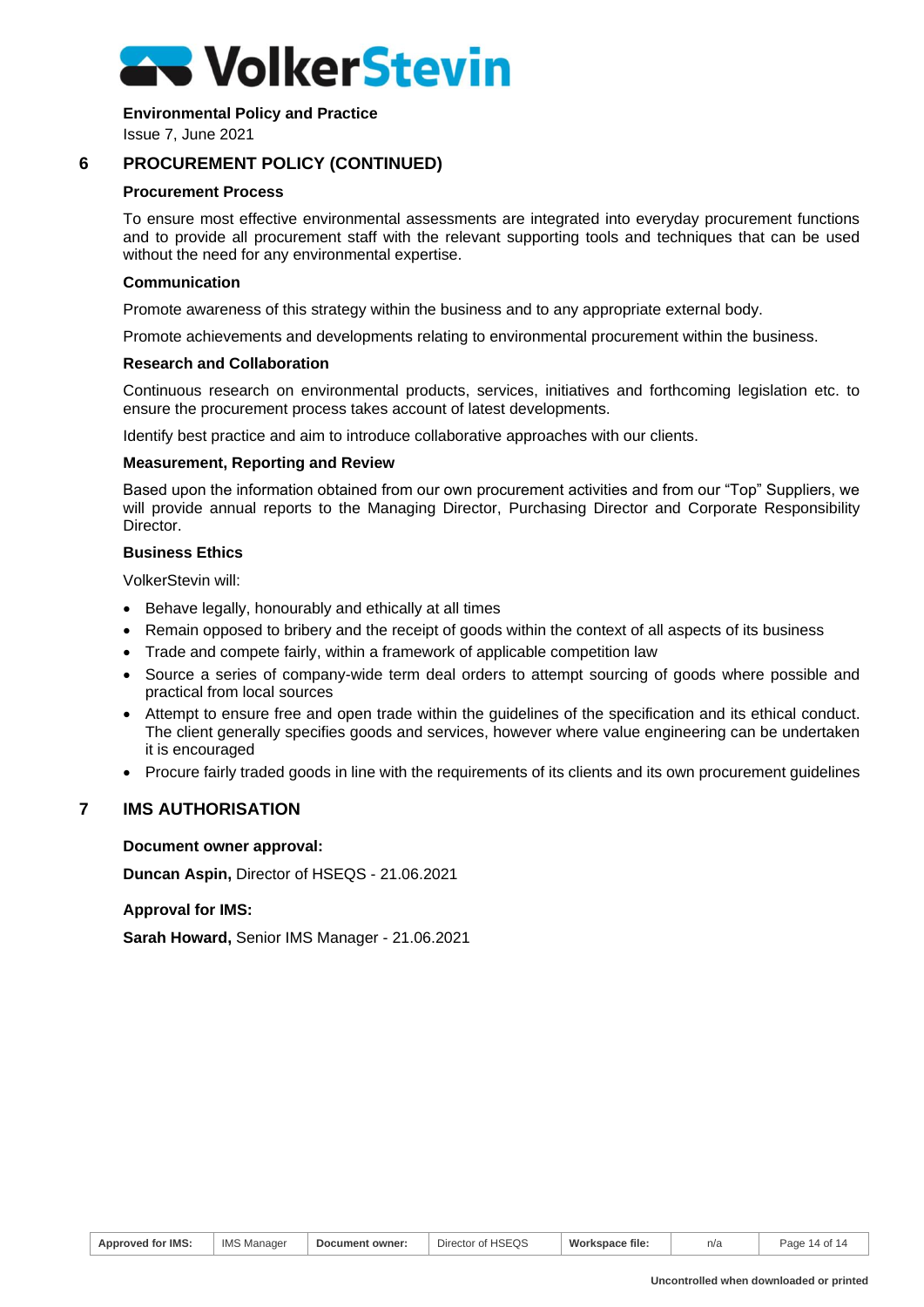## 6 PROCUREMENT POLICY (CONTINUED)

### Procurement Process

To ensure most effective environmental assessments are integrated into everyday procurement functions and to provide all procurement staff with the relevant supporting tools and techniques that can be used without the need for any environmental expertise.

### Communication

Promote awareness of this strategy within the business and to any appropriate external body.

Promote achievements and developments relating to environmental procurement within the business.

### Research and Collaboration

Continuous research on environmental products, services, initiatives and forthcoming legislation etc. to ensure the procurement process takes account of latest developments.

Identify best practice and aim to introduce collaborative approaches with our clients.

### Measurement, Reporting and Review

Based upon the information obtained from our own procurement activities and from our "Top" Suppliers, we will provide annual reports to the Managing Director, Purchasing Director and Corporate Responsibility Director.

### Business Ethics

VolkerStevin will:

- Behave legally, honourably and ethically at all times
- Remain opposed to bribery and the receipt of goods within the context of all aspects of its business
- Trade and compete fairly, within a framework of applicable competition law
- Source a series of company-wide term deal orders to attempt sourcing of goods where possible and practical from local sources
- Attempt to ensure free and open trade within the guidelines of the specification and its ethical conduct. The client generally specifies goods and services, however where value engineering can be undertaken it is encouraged
- Procure fairly traded goods in line with the requirements of its clients and its own procurement guidelines

## 7 IMS AUTHORISATION

**Document owner approval:**

**Duncan Aspin,** Director of HSEQS - 21.06.2021

**Approval for IMS:**

**Sarah Howard,** Senior IMS Manager - 21.06.2021